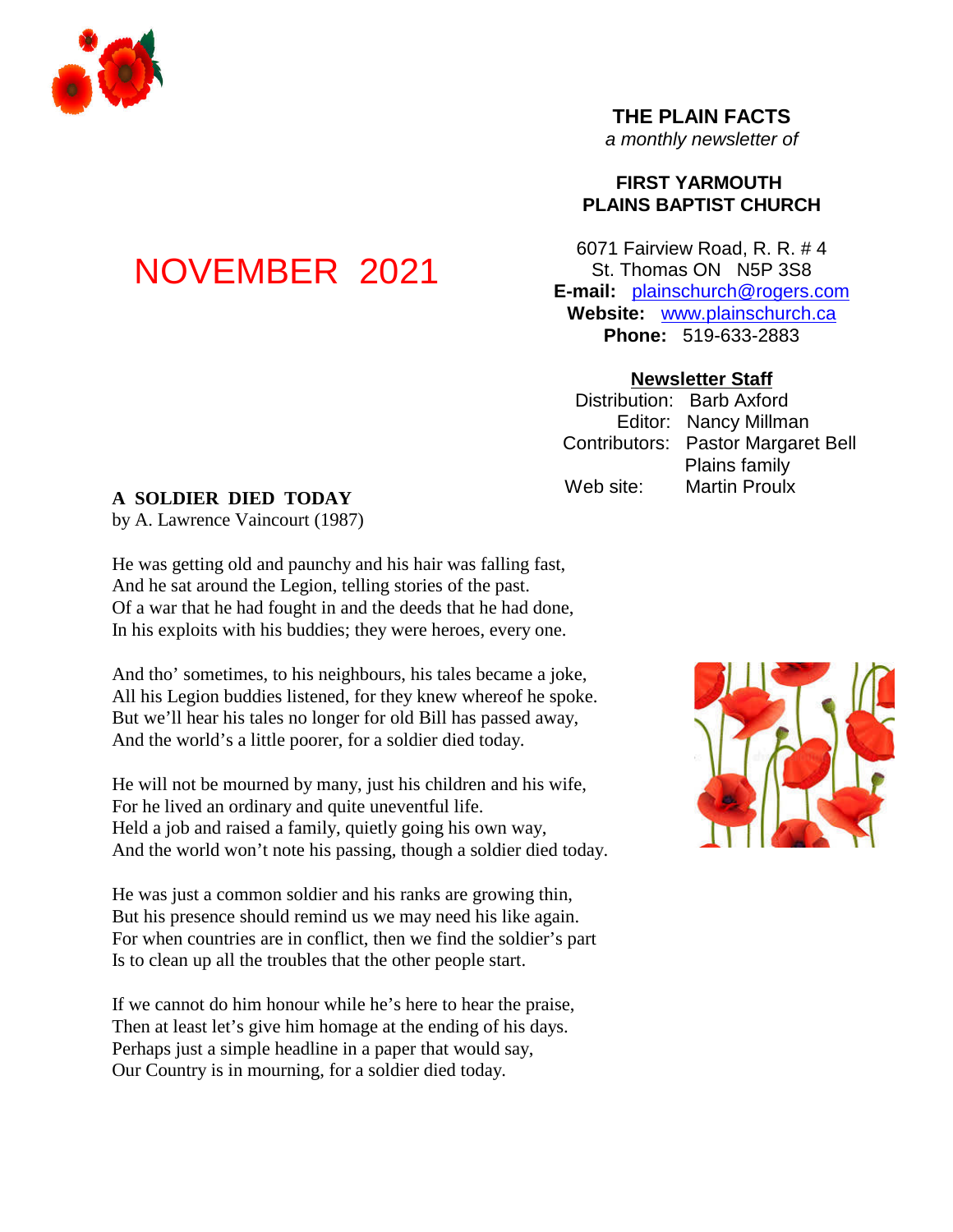# NOVEMBER 2021

**THE PLAIN FACTS**
*a monthly newsletter of*

**FIRST YARMOUTH**
**PLAINS BAPTIST CHURCH**

6071 Fairview Road, R. R. # 4
St. Thomas ON N5P 3S8
**E-mail:** plainschurch@rogers.com
**Website:** www.plainschurch.ca
**Phone:** 519-633-2883

**Newsletter Staff**

Distribution: Barb Axford
Editor: Nancy Millman
Contributors: Pastor Margaret Bell
Plains family
Web site: Martin Proulx

## A SOLDIER DIED TODAY

by A. Lawrence Vaincourt (1987)

He was getting old and paunchy and his hair was falling fast,
And he sat around the Legion, telling stories of the past.
Of a war that he had fought in and the deeds that he had done,
In his exploits with his buddies; they were heroes, every one.

And tho' sometimes, to his neighbours, his tales became a joke,
All his Legion buddies listened, for they knew whereof he spoke.
But we'll hear his tales no longer for old Bill has passed away,
And the world's a little poorer, for a soldier died today.

He will not be mourned by many, just his children and his wife,
For he lived an ordinary and quite uneventful life.
Held a job and raised a family, quietly going his own way,
And the world won't note his passing, though a soldier died today.

He was just a common soldier and his ranks are growing thin,
But his presence should remind us we may need his like again.
For when countries are in conflict, then we find the soldier's part
Is to clean up all the troubles that the other people start.

If we cannot do him honour while he's here to hear the praise,
Then at least let's give him homage at the ending of his days.
Perhaps just a simple headline in a paper that would say,
Our Country is in mourning, for a soldier died today.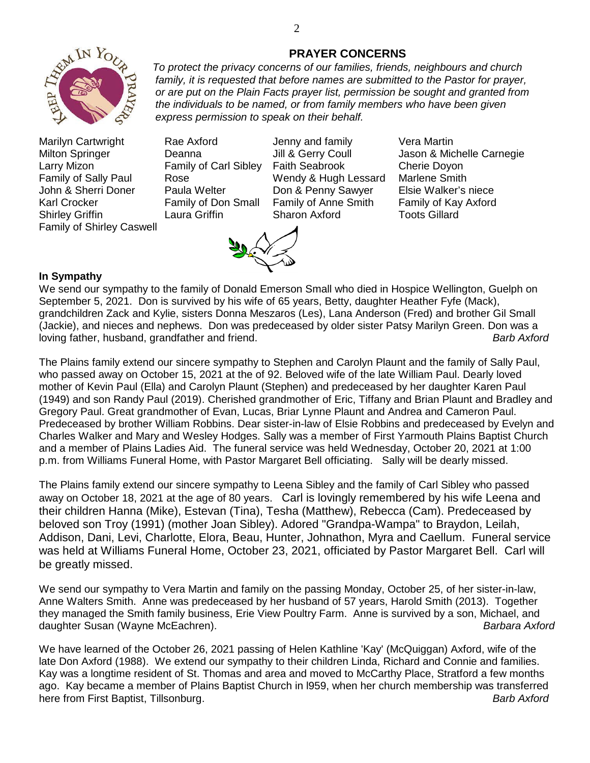## PRAYER CONCERNS

*To protect the privacy concerns of our families, friends, neighbours and church family, it is requested that before names are submitted to the Pastor for prayer, or are put on the Plain Facts prayer list, permission be sought and granted from the individuals to be named, or from family members who have been given express permission to speak on their behalf.*

| | | | |
|---|---|---|---|
| Marilyn Cartwright | Rae Axford | Jenny and family | Vera Martin |
| Milton Springer | Deanna | Jill & Gerry Coull | Jason & Michelle Carnegie |
| Larry Mizon | Family of Carl Sibley | Faith Seabrook | Cherie Doyon |
| Family of Sally Paul | Rose | Wendy & Hugh Lessard | Marlene Smith |
| John & Sherri Doner | Paula Welter | Don & Penny Sawyer | Elsie Walker's niece |
| Karl Crocker | Family of Don Small | Family of Anne Smith | Family of Kay Axford |
| Shirley Griffin | Laura Griffin | Sharon Axford | Toots Gillard |
| Family of Shirley Caswell | | | |

**In Sympathy**

We send our sympathy to the family of Donald Emerson Small who died in Hospice Wellington, Guelph on September 5, 2021. Don is survived by his wife of 65 years, Betty, daughter Heather Fyfe (Mack), grandchildren Zack and Kylie, sisters Donna Meszaros (Les), Lana Anderson (Fred) and brother Gil Small (Jackie), and nieces and nephews. Don was predeceased by older sister Patsy Marilyn Green. Don was a loving father, husband, grandfather and friend. *Barb Axford*

The Plains family extend our sincere sympathy to Stephen and Carolyn Plaunt and the family of Sally Paul, who passed away on October 15, 2021 at the of 92. Beloved wife of the late William Paul. Dearly loved mother of Kevin Paul (Ella) and Carolyn Plaunt (Stephen) and predeceased by her daughter Karen Paul (1949) and son Randy Paul (2019). Cherished grandmother of Eric, Tiffany and Brian Plaunt and Bradley and Gregory Paul. Great grandmother of Evan, Lucas, Briar Lynne Plaunt and Andrea and Cameron Paul. Predeceased by brother William Robbins. Dear sister-in-law of Elsie Robbins and predeceased by Evelyn and Charles Walker and Mary and Wesley Hodges. Sally was a member of First Yarmouth Plains Baptist Church and a member of Plains Ladies Aid. The funeral service was held Wednesday, October 20, 2021 at 1:00 p.m. from Williams Funeral Home, with Pastor Margaret Bell officiating. Sally will be dearly missed.

The Plains family extend our sincere sympathy to Leena Sibley and the family of Carl Sibley who passed away on October 18, 2021 at the age of 80 years. Carl is lovingly remembered by his wife Leena and their children Hanna (Mike), Estevan (Tina), Tesha (Matthew), Rebecca (Cam). Predeceased by beloved son Troy (1991) (mother Joan Sibley). Adored "Grandpa-Wampa" to Braydon, Leilah, Addison, Dani, Levi, Charlotte, Elora, Beau, Hunter, Johnathon, Myra and Caellum. Funeral service was held at Williams Funeral Home, October 23, 2021, officiated by Pastor Margaret Bell. Carl will be greatly missed.

We send our sympathy to Vera Martin and family on the passing Monday, October 25, of her sister-in-law, Anne Walters Smith. Anne was predeceased by her husband of 57 years, Harold Smith (2013). Together they managed the Smith family business, Erie View Poultry Farm. Anne is survived by a son, Michael, and daughter Susan (Wayne McEachren). *Barbara Axford*

We have learned of the October 26, 2021 passing of Helen Kathline 'Kay' (McQuiggan) Axford, wife of the late Don Axford (1988). We extend our sympathy to their children Linda, Richard and Connie and families. Kay was a longtime resident of St. Thomas and area and moved to McCarthy Place, Stratford a few months ago. Kay became a member of Plains Baptist Church in l959, when her church membership was transferred here from First Baptist, Tillsonburg. *Barb Axford*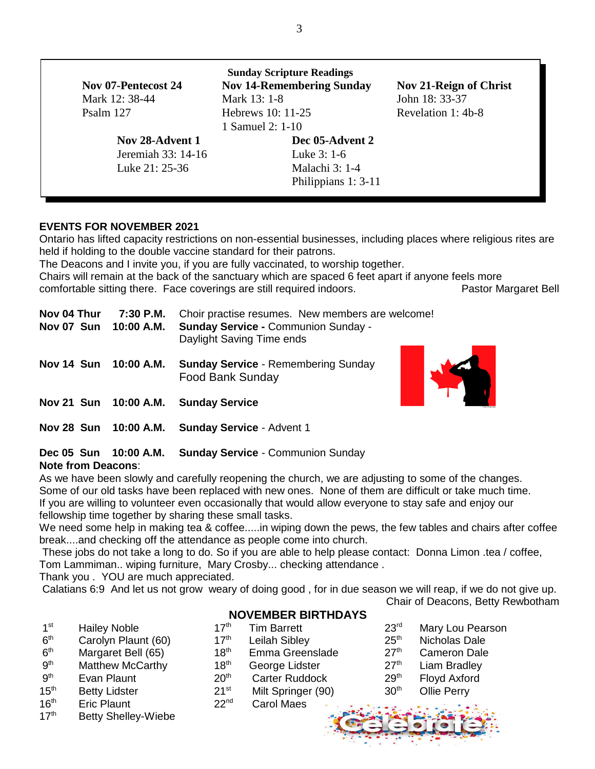**Sunday Scripture Readings**

**Nov 07-Pentecost 24**
Mark 12: 38-44
Psalm 127

**Nov 14-Remembering Sunday**
Mark 13: 1-8
Hebrews 10: 11-25
1 Samuel 2: 1-10

**Nov 21-Reign of Christ**
John 18: 33-37
Revelation 1: 4b-8

**Nov 28-Advent 1**
Jeremiah 33: 14-16
Luke 21: 25-36

**Dec 05-Advent 2**
Luke 3: 1-6
Malachi 3: 1-4
Philippians 1: 3-11

## EVENTS FOR NOVEMBER 2021

Ontario has lifted capacity restrictions on non-essential businesses, including places where religious rites are held if holding to the double vaccine standard for their patrons.
The Deacons and I invite you, if you are fully vaccinated, to worship together.
Chairs will remain at the back of the sanctuary which are spaced 6 feet apart if anyone feels more comfortable sitting there. Face coverings are still required indoors.

Pastor Margaret Bell

| | | |
|---|---|---|
| **Nov 04 Thur** | **7:30 P.M.** | Choir practise resumes. New members are welcome! |
| **Nov 07 Sun** | **10:00 A.M.** | **Sunday Service -** Communion Sunday - Daylight Saving Time ends |
| **Nov 14 Sun** | **10:00 A.M.** | **Sunday Service** - Remembering Sunday Food Bank Sunday |
| **Nov 21 Sun** | **10:00 A.M.** | **Sunday Service** |
| **Nov 28 Sun** | **10:00 A.M.** | **Sunday Service** - Advent 1 |
| **Dec 05 Sun** | **10:00 A.M.** | **Sunday Service** - Communion Sunday |

**Note from Deacons**:
As we have been slowly and carefully reopening the church, we are adjusting to some of the changes. Some of our old tasks have been replaced with new ones. None of them are difficult or take much time. If you are willing to volunteer even occasionally that would allow everyone to stay safe and enjoy our fellowship time together by sharing these small tasks.
We need some help in making tea & coffee.....in wiping down the pews, the few tables and chairs after coffee break....and checking off the attendance as people come into church.
These jobs do not take a long to do. So if you are able to help please contact: Donna Limon .tea / coffee, Tom Lammiman.. wiping furniture, Mary Crosby... checking attendance .
Thank you . YOU are much appreciated.
Calatians 6:9 And let us not grow weary of doing good , for in due season we will reap, if we do not give up.

Chair of Deacons, Betty Rewbotham

## NOVEMBER BIRTHDAYS

| | | | | | |
|---|---|---|---|---|---|
| 1st | Hailey Noble | 17th | Tim Barrett | 23rd | Mary Lou Pearson |
| 6th | Carolyn Plaunt (60) | 17th | Leilah Sibley | 25th | Nicholas Dale |
| 6th | Margaret Bell (65) | 18th | Emma Greenslade | 27th | Cameron Dale |
| 9th | Matthew McCarthy | 18th | George Lidster | 27th | Liam Bradley |
| 9th | Evan Plaunt | 20th | Carter Ruddock | 29th | Floyd Axford |
| 15th | Betty Lidster | 21st | Milt Springer (90) | 30th | Ollie Perry |
| 16th | Eric Plaunt | 22nd | Carol Maes | | |
| 17th | Betty Shelley-Wiebe | | | | |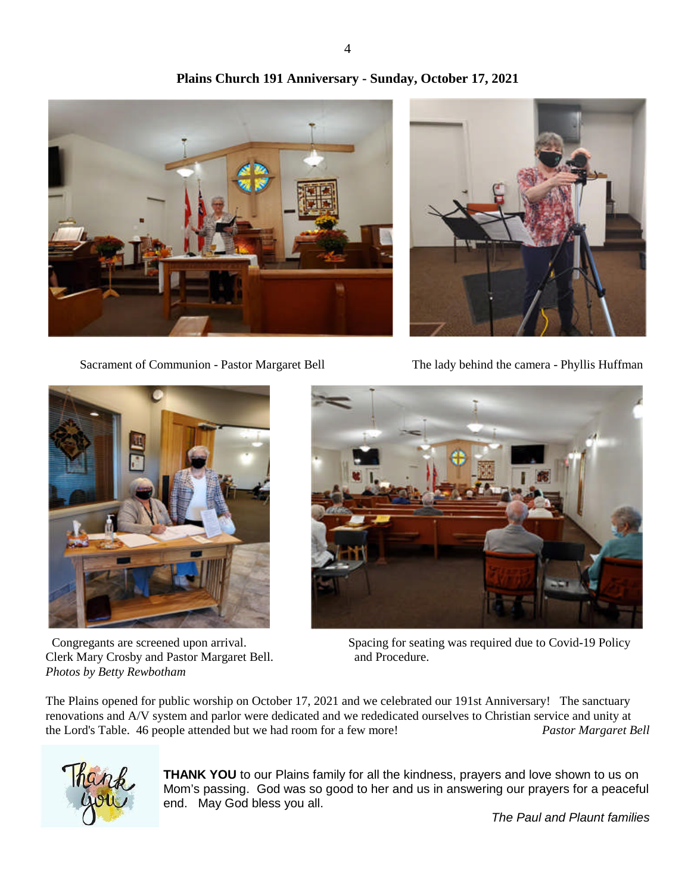## Plains Church 191 Anniversary - Sunday, October 17, 2021

Sacrament of Communion - Pastor Margaret Bell

The lady behind the camera - Phyllis Huffman

Congregants are screened upon arrival.
Clerk Mary Crosby and Pastor Margaret Bell.
*Photos by Betty Rewbotham*

Spacing for seating was required due to Covid-19 Policy and Procedure.

The Plains opened for public worship on October 17, 2021 and we celebrated our 191st Anniversary! The sanctuary renovations and A/V system and parlor were dedicated and we rededicated ourselves to Christian service and unity at the Lord's Table. 46 people attended but we had room for a few more! *Pastor Margaret Bell*

**THANK YOU** to our Plains family for all the kindness, prayers and love shown to us on Mom's passing. God was so good to her and us in answering our prayers for a peaceful end. May God bless you all.

*The Paul and Plaunt families*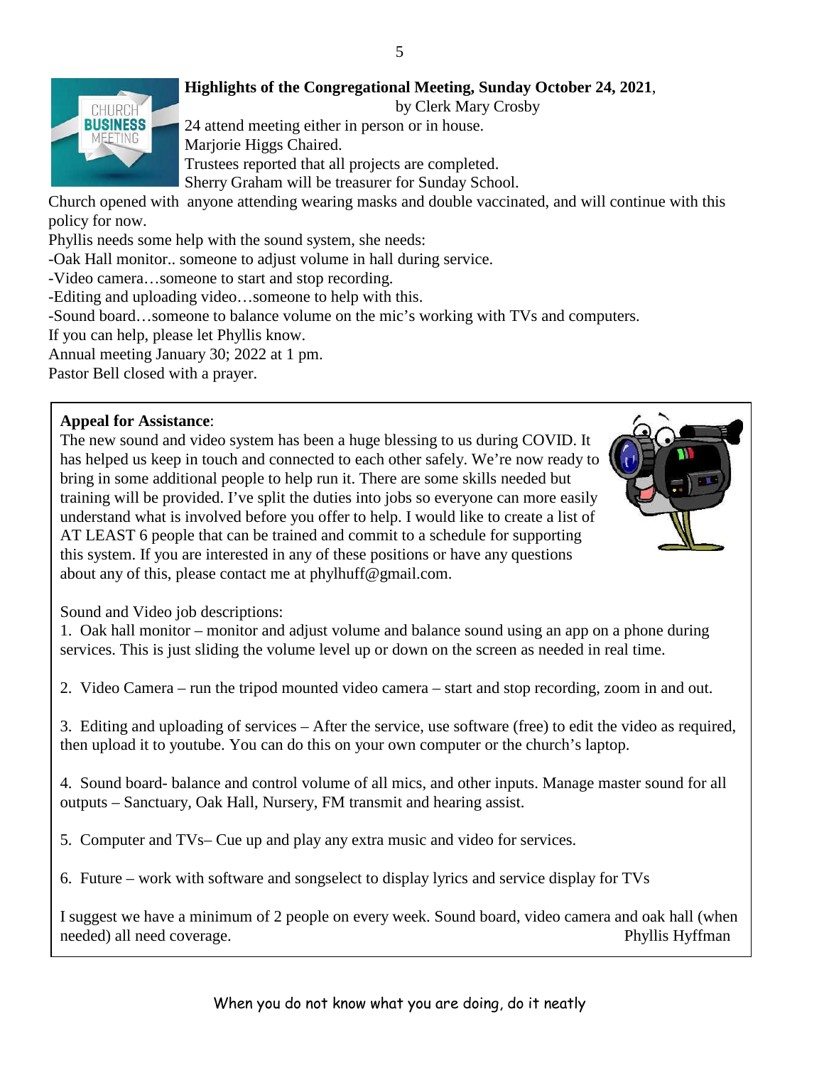**Highlights of the Congregational Meeting, Sunday October 24, 2021**,

by Clerk Mary Crosby

24 attend meeting either in person or in house.
Marjorie Higgs Chaired.
Trustees reported that all projects are completed.
Sherry Graham will be treasurer for Sunday School.
Church opened with anyone attending wearing masks and double vaccinated, and will continue with this policy for now.
Phyllis needs some help with the sound system, she needs:
-Oak Hall monitor.. someone to adjust volume in hall during service.
-Video camera…someone to start and stop recording.
-Editing and uploading video…someone to help with this.
-Sound board…someone to balance volume on the mic's working with TVs and computers.
If you can help, please let Phyllis know.
Annual meeting January 30; 2022 at 1 pm.
Pastor Bell closed with a prayer.

**Appeal for Assistance**:

The new sound and video system has been a huge blessing to us during COVID. It has helped us keep in touch and connected to each other safely. We're now ready to bring in some additional people to help run it. There are some skills needed but training will be provided. I've split the duties into jobs so everyone can more easily understand what is involved before you offer to help. I would like to create a list of AT LEAST 6 people that can be trained and commit to a schedule for supporting this system. If you are interested in any of these positions or have any questions about any of this, please contact me at phylhuff@gmail.com.

Sound and Video job descriptions:

1. Oak hall monitor – monitor and adjust volume and balance sound using an app on a phone during services. This is just sliding the volume level up or down on the screen as needed in real time.

2. Video Camera – run the tripod mounted video camera – start and stop recording, zoom in and out.

3. Editing and uploading of services – After the service, use software (free) to edit the video as required, then upload it to youtube. You can do this on your own computer or the church's laptop.

4. Sound board- balance and control volume of all mics, and other inputs. Manage master sound for all outputs – Sanctuary, Oak Hall, Nursery, FM transmit and hearing assist.

5. Computer and TVs– Cue up and play any extra music and video for services.

6. Future – work with software and songselect to display lyrics and service display for TVs

I suggest we have a minimum of 2 people on every week. Sound board, video camera and oak hall (when needed) all need coverage.

Phyllis Hyffman

When you do not know what you are doing, do it neatly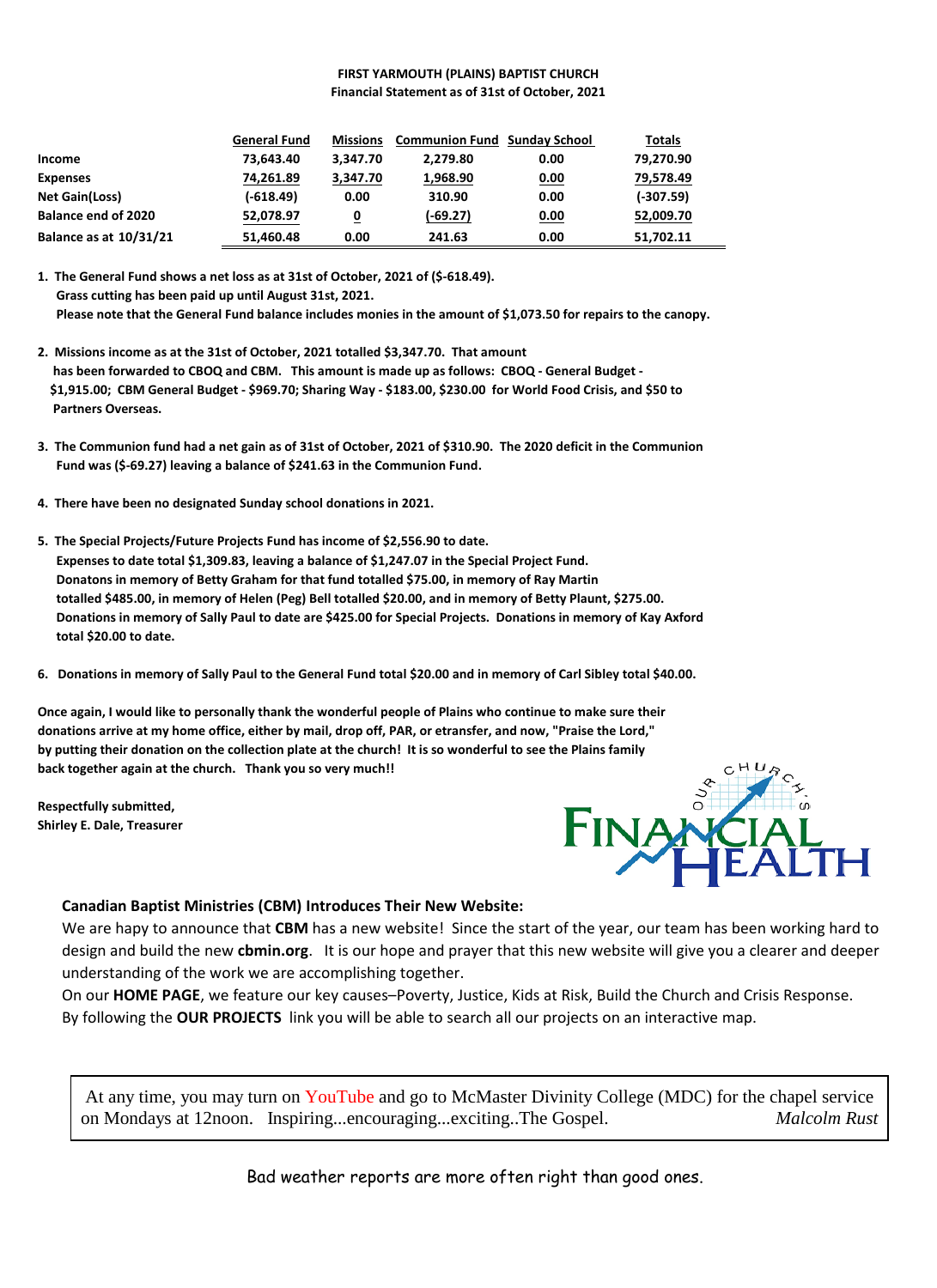**FIRST YARMOUTH (PLAINS) BAPTIST CHURCH**
**Financial Statement as of 31st of October, 2021**

| | General Fund | Missions | Communion Fund | Sunday School | Totals |
|---|---|---|---|---|---|
| **Income** | 73,643.40 | 3,347.70 | 2,279.80 | 0.00 | 79,270.90 |
| **Expenses** | 74,261.89 | 3,347.70 | 1,968.90 | 0.00 | 79,578.49 |
| **Net Gain(Loss)** | (-618.49) | 0.00 | 310.90 | 0.00 | (-307.59) |
| **Balance end of 2020** | 52,078.97 | 0 | (-69.27) | 0.00 | 52,009.70 |
| **Balance as at 10/31/21** | 51,460.48 | 0.00 | 241.63 | 0.00 | 51,702.11 |

1. **The General Fund shows a net loss as at 31st of October, 2021 of ($-618.49). Grass cutting has been paid up until August 31st, 2021. Please note that the General Fund balance includes monies in the amount of $1,073.50 for repairs to the canopy.**

2. **Missions income as at the 31st of October, 2021 totalled $3,347.70. That amount has been forwarded to CBOQ and CBM. This amount is made up as follows: CBOQ - General Budget - $1,915.00; CBM General Budget - $969.70; Sharing Way - $183.00, $230.00 for World Food Crisis, and $50 to Partners Overseas.**

3. **The Communion fund had a net gain as of 31st of October, 2021 of $310.90. The 2020 deficit in the Communion Fund was ($-69.27) leaving a balance of $241.63 in the Communion Fund.**

4. **There have been no designated Sunday school donations in 2021.**

5. **The Special Projects/Future Projects Fund has income of $2,556.90 to date. Expenses to date total $1,309.83, leaving a balance of $1,247.07 in the Special Project Fund. Donatons in memory of Betty Graham for that fund totalled $75.00, in memory of Ray Martin totalled $485.00, in memory of Helen (Peg) Bell totalled $20.00, and in memory of Betty Plaunt, $275.00. Donations in memory of Sally Paul to date are $425.00 for Special Projects. Donations in memory of Kay Axford total $20.00 to date.**

6. **Donations in memory of Sally Paul to the General Fund total $20.00 and in memory of Carl Sibley total $40.00.**

**Once again, I would like to personally thank the wonderful people of Plains who continue to make sure their donations arrive at my home office, either by mail, drop off, PAR, or etransfer, and now, "Praise the Lord," by putting their donation on the collection plate at the church! It is so wonderful to see the Plains family back together again at the church. Thank you so very much!!**

**Respectfully submitted,**
**Shirley E. Dale, Treasurer**

Our Church's Financial Health

**Canadian Baptist Ministries (CBM) Introduces Their New Website:**

We are happy to announce that **CBM** has a new website! Since the start of the year, our team has been working hard to design and build the new **cbmin.org**. It is our hope and prayer that this new website will give you a clearer and deeper understanding of the work we are accomplishing together.

On our **HOME PAGE**, we feature our key causes–Poverty, Justice, Kids at Risk, Build the Church and Crisis Response. By following the **OUR PROJECTS** link you will be able to search all our projects on an interactive map.

At any time, you may turn on YouTube and go to McMaster Divinity College (MDC) for the chapel service on Mondays at 12noon. Inspiring...encouraging...exciting..The Gospel. *Malcolm Rust*

Bad weather reports are more often right than good ones.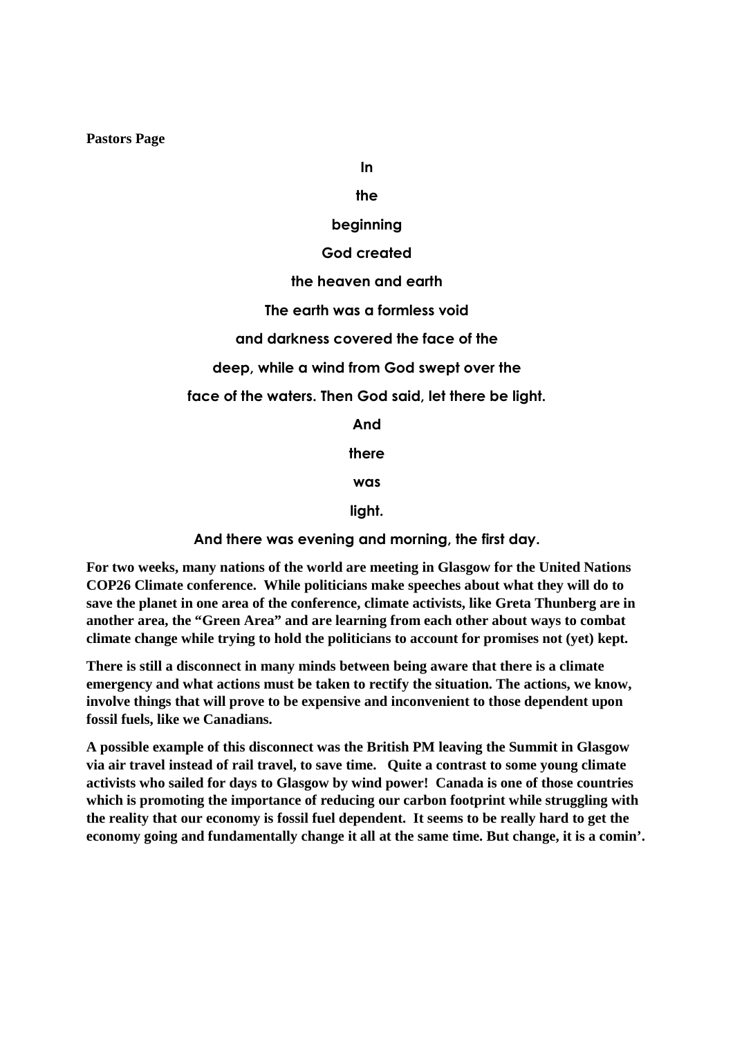**Pastors Page**

**In**

**the**

**beginning**

**God created**

**the heaven and earth**

**The earth was a formless void**

**and darkness covered the face of the**

**deep, while a wind from God swept over the**

**face of the waters. Then God said, let there be light.**

**And**

**there**

**was**

**light.**

**And there was evening and morning, the first day.**

**For two weeks, many nations of the world are meeting in Glasgow for the United Nations COP26 Climate conference. While politicians make speeches about what they will do to save the planet in one area of the conference, climate activists, like Greta Thunberg are in another area, the "Green Area" and are learning from each other about ways to combat climate change while trying to hold the politicians to account for promises not (yet) kept.**

**There is still a disconnect in many minds between being aware that there is a climate emergency and what actions must be taken to rectify the situation. The actions, we know, involve things that will prove to be expensive and inconvenient to those dependent upon fossil fuels, like we Canadians.**

**A possible example of this disconnect was the British PM leaving the Summit in Glasgow via air travel instead of rail travel, to save time. Quite a contrast to some young climate activists who sailed for days to Glasgow by wind power! Canada is one of those countries which is promoting the importance of reducing our carbon footprint while struggling with the reality that our economy is fossil fuel dependent. It seems to be really hard to get the economy going and fundamentally change it all at the same time. But change, it is a comin'.**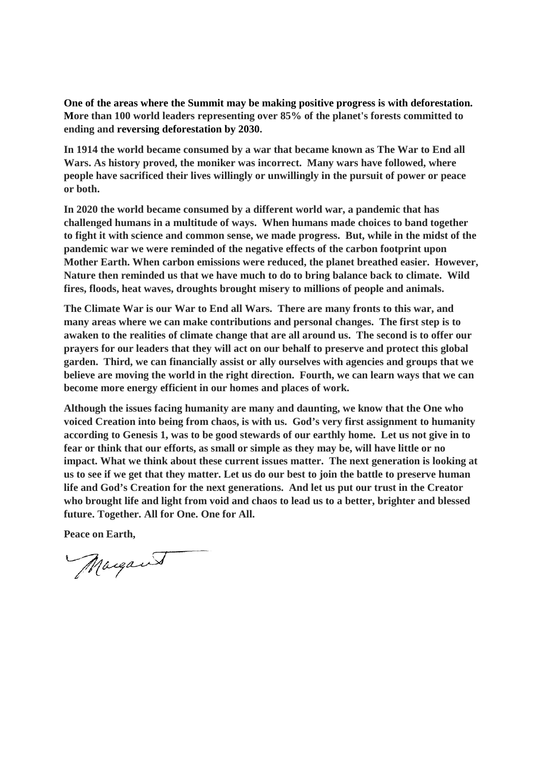**One of the areas where the Summit may be making positive progress is with deforestation. More than 100 world leaders representing over 85% of the planet's forests committed to ending and reversing deforestation by 2030.**

**In 1914 the world became consumed by a war that became known as The War to End all Wars. As history proved, the moniker was incorrect. Many wars have followed, where people have sacrificed their lives willingly or unwillingly in the pursuit of power or peace or both.**

**In 2020 the world became consumed by a different world war, a pandemic that has challenged humans in a multitude of ways. When humans made choices to band together to fight it with science and common sense, we made progress. But, while in the midst of the pandemic war we were reminded of the negative effects of the carbon footprint upon Mother Earth. When carbon emissions were reduced, the planet breathed easier. However, Nature then reminded us that we have much to do to bring balance back to climate. Wild fires, floods, heat waves, droughts brought misery to millions of people and animals.**

**The Climate War is our War to End all Wars. There are many fronts to this war, and many areas where we can make contributions and personal changes. The first step is to awaken to the realities of climate change that are all around us. The second is to offer our prayers for our leaders that they will act on our behalf to preserve and protect this global garden. Third, we can financially assist or ally ourselves with agencies and groups that we believe are moving the world in the right direction. Fourth, we can learn ways that we can become more energy efficient in our homes and places of work.**

**Although the issues facing humanity are many and daunting, we know that the One who voiced Creation into being from chaos, is with us. God's very first assignment to humanity according to Genesis 1, was to be good stewards of our earthly home. Let us not give in to fear or think that our efforts, as small or simple as they may be, will have little or no impact. What we think about these current issues matter. The next generation is looking at us to see if we get that they matter. Let us do our best to join the battle to preserve human life and God's Creation for the next generations. And let us put our trust in the Creator who brought life and light from void and chaos to lead us to a better, brighter and blessed future. Together. All for One. One for All.**

**Peace on Earth,**

Margaret